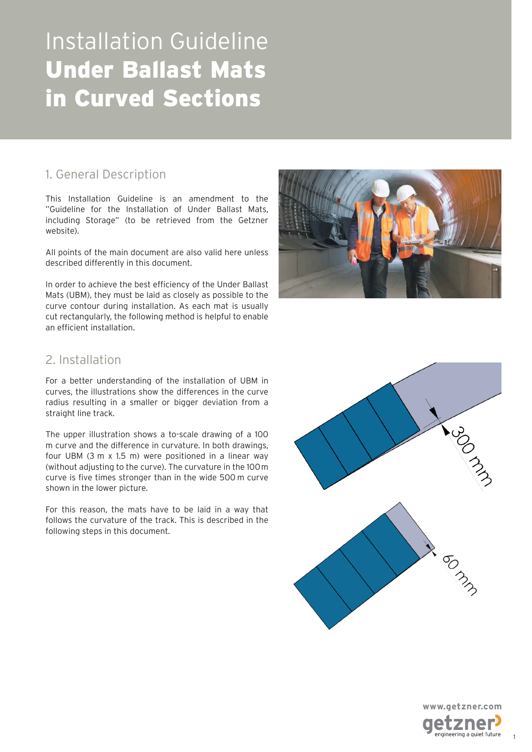# Installation Guideline **Under Ballast Mats in Curved Sections**

## 1. General Description

This Installation Guideline is an amendment to the "Guideline for the Installation of Under Ballast Mats, including Storage" (to be retrieved from the Getzner website).

All points of the main document are also valid here unless described differently in this document.

In order to achieve the best efficiency of the Under Ballast Mats (UBM), they must be laid as closely as possible to the curve contour during installation. As each mat is usually cut rectangularly, the following method is helpful to enable an efficient installation.

## 2. Installation

For a better understanding of the installation of UBM in curves, the illustrations show the differences in the curve radius resulting in a smaller or bigger deviation from a straight line track.

The upper illustration shows a to-scale drawing of a 100 m curve and the difference in curvature. In both drawings, four UBM (3 m x 1.5 m) were positioned in a linear way (without adjusting to the curve). The curvature in the 100 m curve is five times stronger than in the wide 500 m curve shown in the lower picture.

For this reason, the mats have to be laid in a way that follows the curvature of the track. This is described in the following steps in this document.

300 mm

60 mm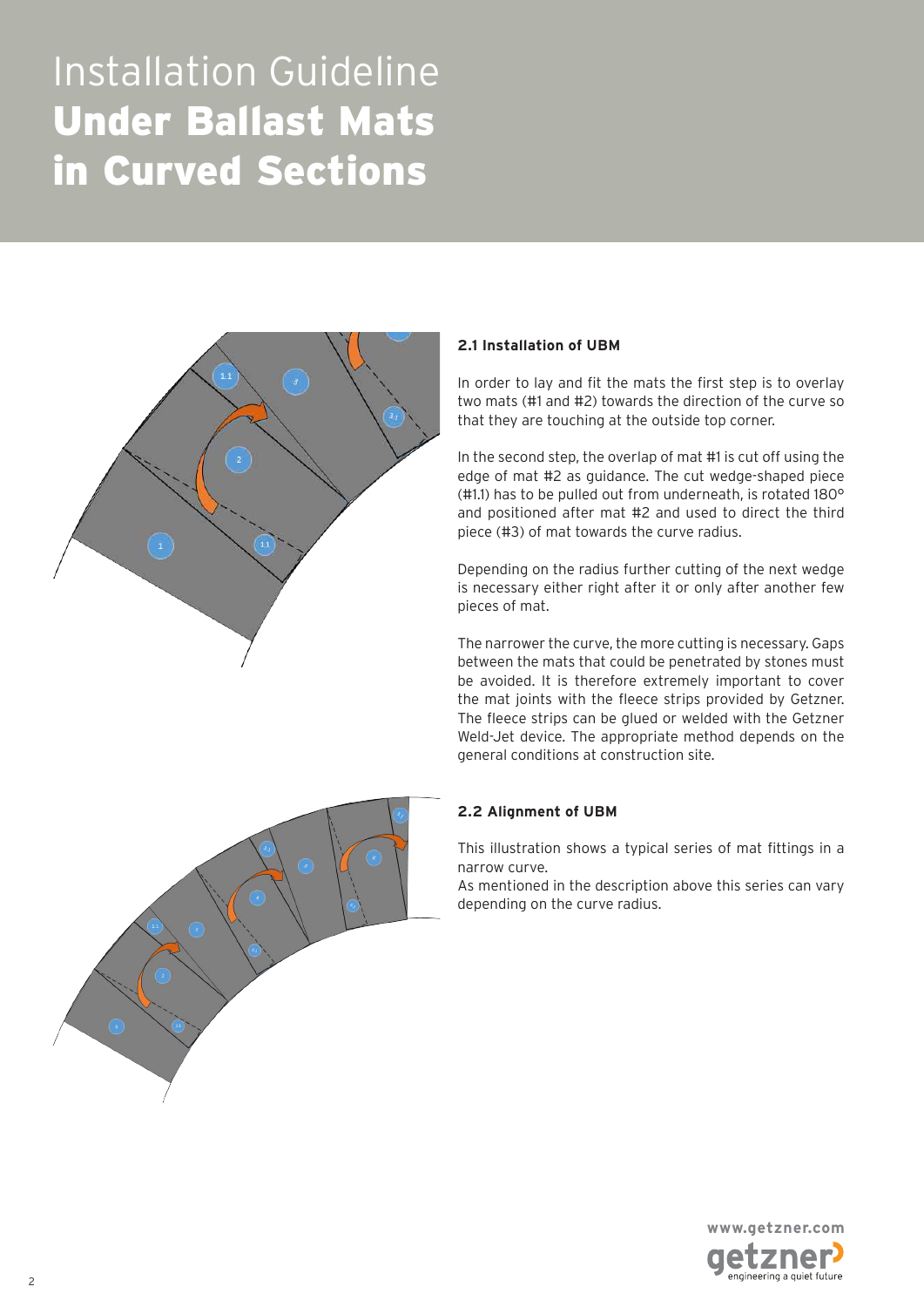# Installation Guideline
# **Under Ballast Mats in Curved Sections**

### 2.1 Installation of UBM

In order to lay and fit the mats the first step is to overlay two mats (#1 and #2) towards the direction of the curve so that they are touching at the outside top corner.

In the second step, the overlap of mat #1 is cut off using the edge of mat #2 as guidance. The cut wedge-shaped piece (#1.1) has to be pulled out from underneath, is rotated 180° and positioned after mat #2 and used to direct the third piece (#3) of mat towards the curve radius.

Depending on the radius further cutting of the next wedge is necessary either right after it or only after another few pieces of mat.

The narrower the curve, the more cutting is necessary. Gaps between the mats that could be penetrated by stones must be avoided. It is therefore extremely important to cover the mat joints with the fleece strips provided by Getzner. The fleece strips can be glued or welded with the Getzner Weld-Jet device. The appropriate method depends on the general conditions at construction site.

### 2.2 Alignment of UBM

This illustration shows a typical series of mat fittings in a narrow curve.
As mentioned in the description above this series can vary depending on the curve radius.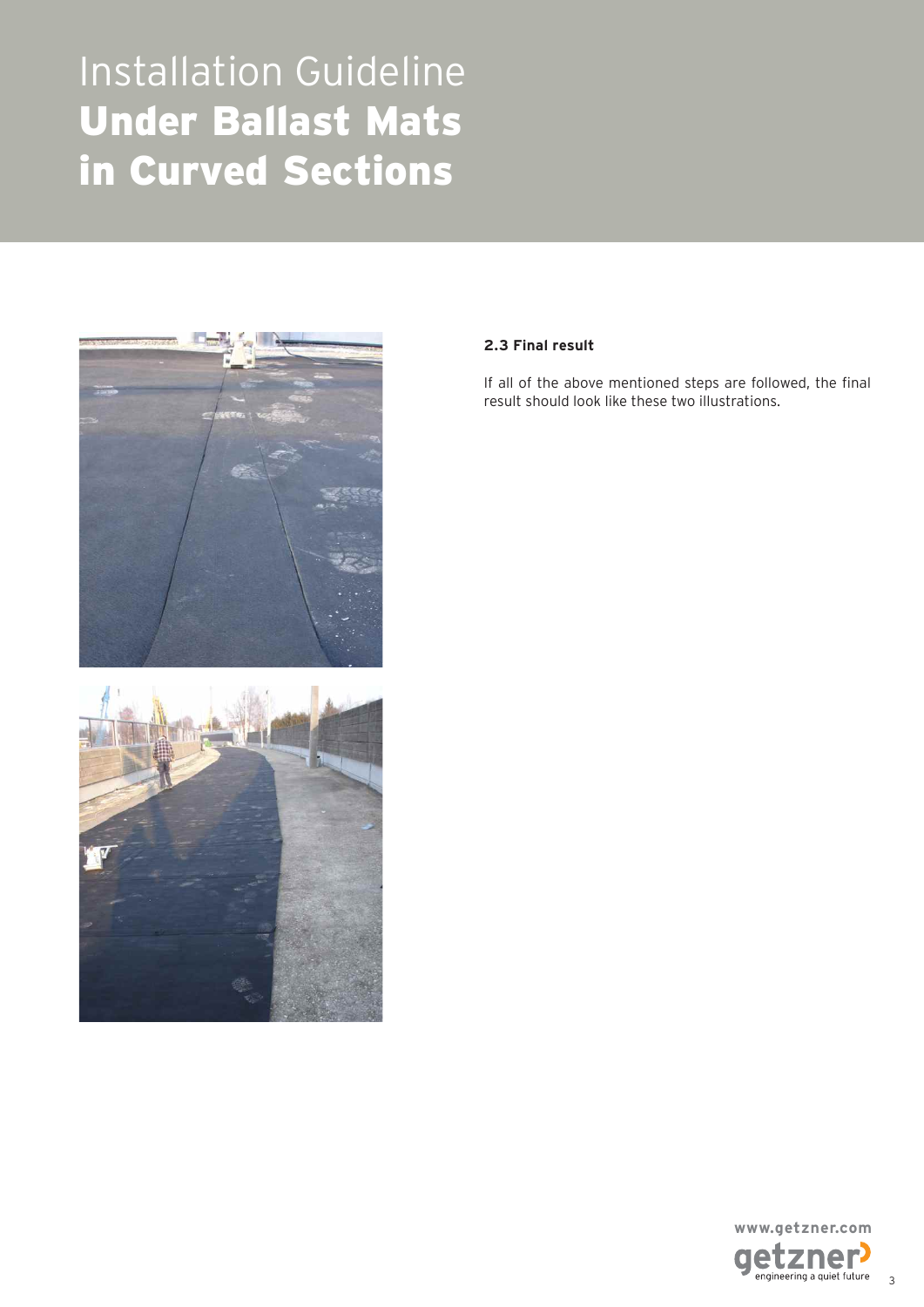# Installation Guideline
# **Under Ballast Mats in Curved Sections**

### 2.3 Final result

If all of the above mentioned steps are followed, the final result should look like these two illustrations.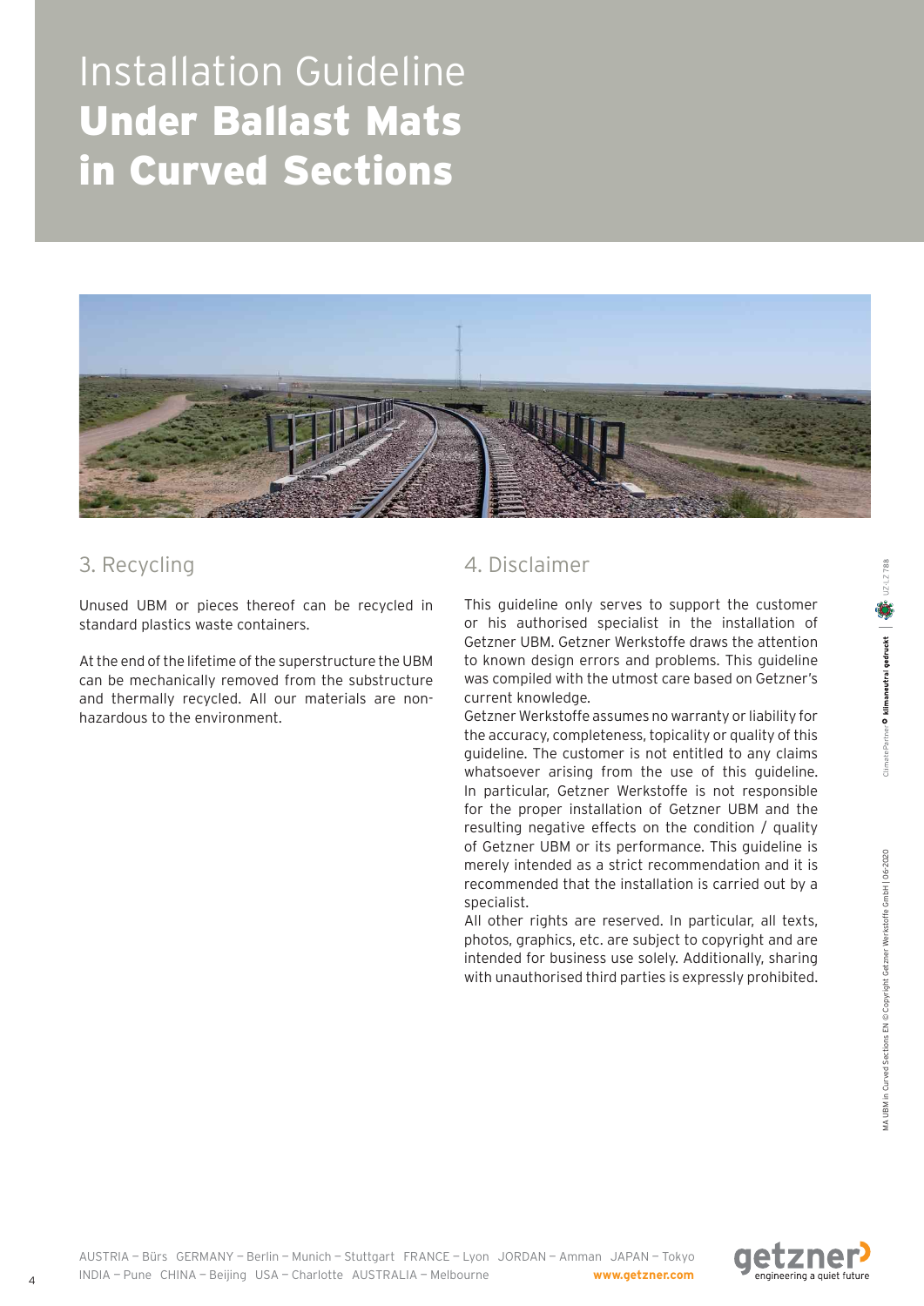# Installation Guideline
# **Under Ballast Mats in Curved Sections**

## 3. Recycling

Unused UBM or pieces thereof can be recycled in standard plastics waste containers.

At the end of the lifetime of the superstructure the UBM can be mechanically removed from the substructure and thermally recycled. All our materials are non-hazardous to the environment.

## 4. Disclaimer

This guideline only serves to support the customer or his authorised specialist in the installation of Getzner UBM. Getzner Werkstoffe draws the attention to known design errors and problems. This guideline was compiled with the utmost care based on Getzner's current knowledge.
Getzner Werkstoffe assumes no warranty or liability for the accuracy, completeness, topicality or quality of this guideline. The customer is not entitled to any claims whatsoever arising from the use of this guideline. In particular, Getzner Werkstoffe is not responsible for the proper installation of Getzner UBM and the resulting negative effects on the condition / quality of Getzner UBM or its performance. This guideline is merely intended as a strict recommendation and it is recommended that the installation is carried out by a specialist.
All other rights are reserved. In particular, all texts, photos, graphics, etc. are subject to copyright and are intended for business use solely. Additionally, sharing with unauthorised third parties is expressly prohibited.

MA UBM in Curved Sections EN © Copyright Getzner Werkstoffe GmbH | 06-2020

AUSTRIA – Bürs GERMANY – Berlin – Munich – Stuttgart FRANCE – Lyon JORDAN – Amman JAPAN – Tokyo INDIA – Pune CHINA – Beijing USA – Charlotte AUSTRALIA – Melbourne **www.getzner.com**

getzner engineering a quiet future